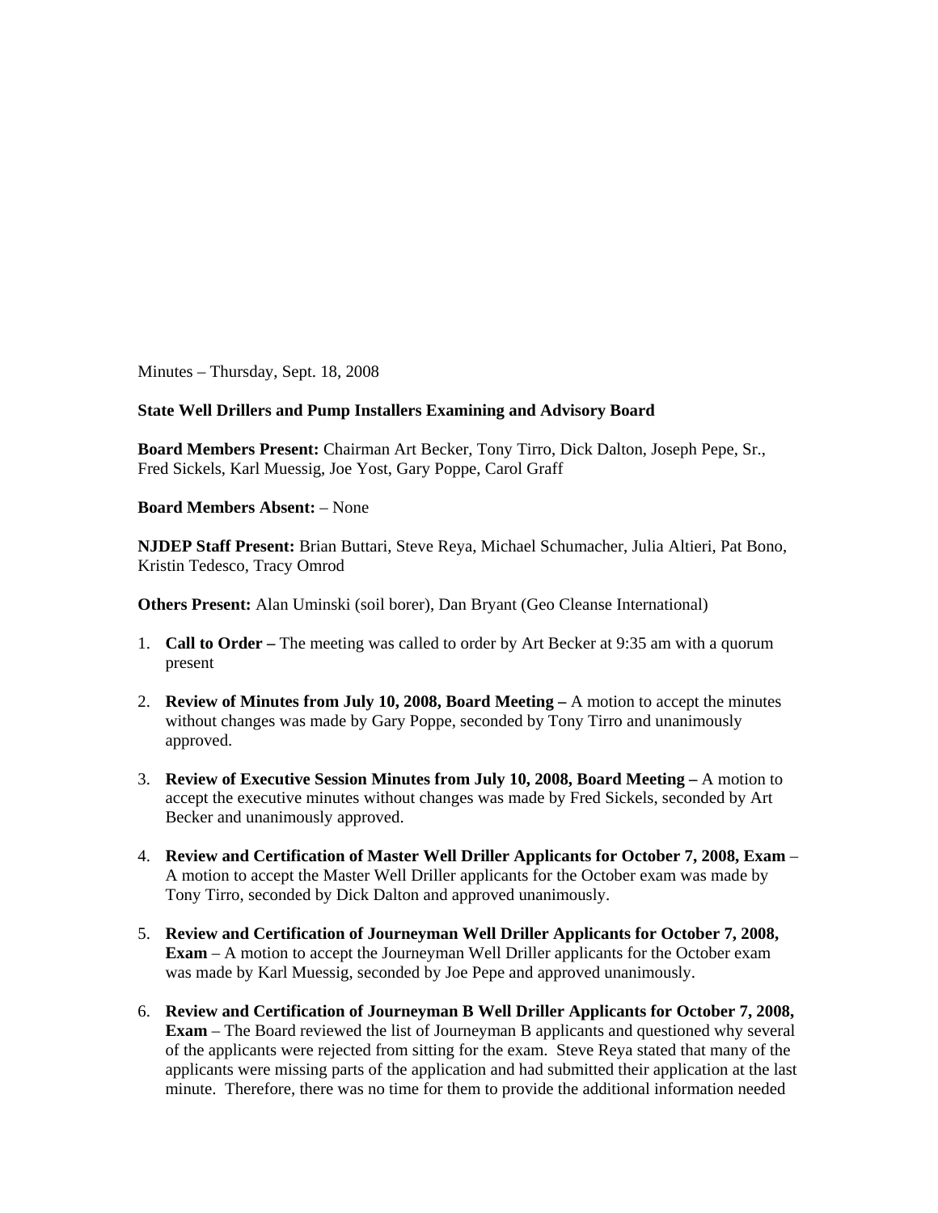Minutes – Thursday, Sept. 18, 2008

**State Well Drillers and Pump Installers Examining and Advisory Board**

**Board Members Present:** Chairman Art Becker, Tony Tirro, Dick Dalton, Joseph Pepe, Sr., Fred Sickels, Karl Muessig, Joe Yost, Gary Poppe, Carol Graff

**Board Members Absent:** – None

**NJDEP Staff Present:** Brian Buttari, Steve Reya, Michael Schumacher, Julia Altieri, Pat Bono, Kristin Tedesco, Tracy Omrod

**Others Present:** Alan Uminski (soil borer), Dan Bryant (Geo Cleanse International)

1. **Call to Order –** The meeting was called to order by Art Becker at 9:35 am with a quorum present

2. **Review of Minutes from July 10, 2008, Board Meeting –** A motion to accept the minutes without changes was made by Gary Poppe, seconded by Tony Tirro and unanimously approved.

3. **Review of Executive Session Minutes from July 10, 2008, Board Meeting –** A motion to accept the executive minutes without changes was made by Fred Sickels, seconded by Art Becker and unanimously approved.

4. **Review and Certification of Master Well Driller Applicants for October 7, 2008, Exam** – A motion to accept the Master Well Driller applicants for the October exam was made by Tony Tirro, seconded by Dick Dalton and approved unanimously.

5. **Review and Certification of Journeyman Well Driller Applicants for October 7, 2008, Exam** – A motion to accept the Journeyman Well Driller applicants for the October exam was made by Karl Muessig, seconded by Joe Pepe and approved unanimously.

6. **Review and Certification of Journeyman B Well Driller Applicants for October 7, 2008, Exam** – The Board reviewed the list of Journeyman B applicants and questioned why several of the applicants were rejected from sitting for the exam. Steve Reya stated that many of the applicants were missing parts of the application and had submitted their application at the last minute. Therefore, there was no time for them to provide the additional information needed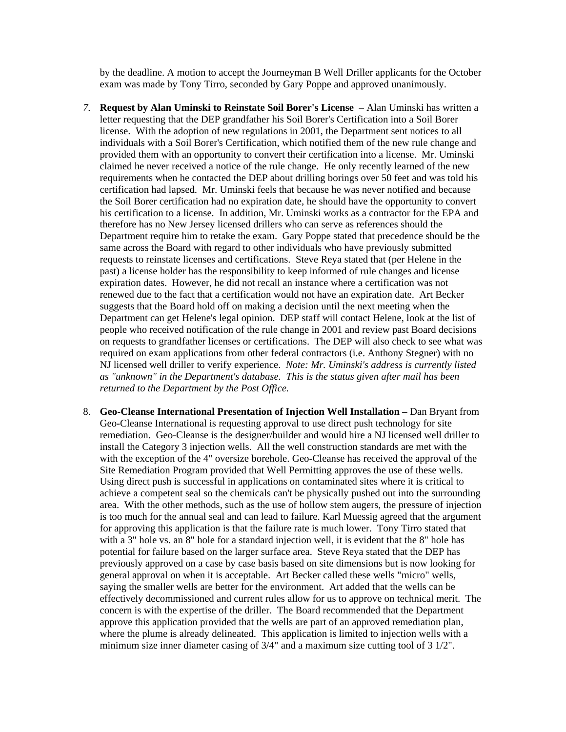by the deadline. A motion to accept the Journeyman B Well Driller applicants for the October exam was made by Tony Tirro, seconded by Gary Poppe and approved unanimously.

7. **Request by Alan Uminski to Reinstate Soil Borer's License** – Alan Uminski has written a letter requesting that the DEP grandfather his Soil Borer's Certification into a Soil Borer license. With the adoption of new regulations in 2001, the Department sent notices to all individuals with a Soil Borer's Certification, which notified them of the new rule change and provided them with an opportunity to convert their certification into a license. Mr. Uminski claimed he never received a notice of the rule change. He only recently learned of the new requirements when he contacted the DEP about drilling borings over 50 feet and was told his certification had lapsed. Mr. Uminski feels that because he was never notified and because the Soil Borer certification had no expiration date, he should have the opportunity to convert his certification to a license. In addition, Mr. Uminski works as a contractor for the EPA and therefore has no New Jersey licensed drillers who can serve as references should the Department require him to retake the exam. Gary Poppe stated that precedence should be the same across the Board with regard to other individuals who have previously submitted requests to reinstate licenses and certifications. Steve Reya stated that (per Helene in the past) a license holder has the responsibility to keep informed of rule changes and license expiration dates. However, he did not recall an instance where a certification was not renewed due to the fact that a certification would not have an expiration date. Art Becker suggests that the Board hold off on making a decision until the next meeting when the Department can get Helene's legal opinion. DEP staff will contact Helene, look at the list of people who received notification of the rule change in 2001 and review past Board decisions on requests to grandfather licenses or certifications. The DEP will also check to see what was required on exam applications from other federal contractors (i.e. Anthony Stegner) with no NJ licensed well driller to verify experience. *Note: Mr. Uminski's address is currently listed as "unknown" in the Department's database. This is the status given after mail has been returned to the Department by the Post Office.*

8. **Geo-Cleanse International Presentation of Injection Well Installation –** Dan Bryant from Geo-Cleanse International is requesting approval to use direct push technology for site remediation. Geo-Cleanse is the designer/builder and would hire a NJ licensed well driller to install the Category 3 injection wells. All the well construction standards are met with the with the exception of the 4" oversize borehole. Geo-Cleanse has received the approval of the Site Remediation Program provided that Well Permitting approves the use of these wells. Using direct push is successful in applications on contaminated sites where it is critical to achieve a competent seal so the chemicals can't be physically pushed out into the surrounding area. With the other methods, such as the use of hollow stem augers, the pressure of injection is too much for the annual seal and can lead to failure. Karl Muessig agreed that the argument for approving this application is that the failure rate is much lower. Tony Tirro stated that with a 3" hole vs. an 8" hole for a standard injection well, it is evident that the 8" hole has potential for failure based on the larger surface area. Steve Reya stated that the DEP has previously approved on a case by case basis based on site dimensions but is now looking for general approval on when it is acceptable. Art Becker called these wells "micro" wells, saying the smaller wells are better for the environment. Art added that the wells can be effectively decommissioned and current rules allow for us to approve on technical merit. The concern is with the expertise of the driller. The Board recommended that the Department approve this application provided that the wells are part of an approved remediation plan, where the plume is already delineated. This application is limited to injection wells with a minimum size inner diameter casing of 3/4" and a maximum size cutting tool of 3 1/2".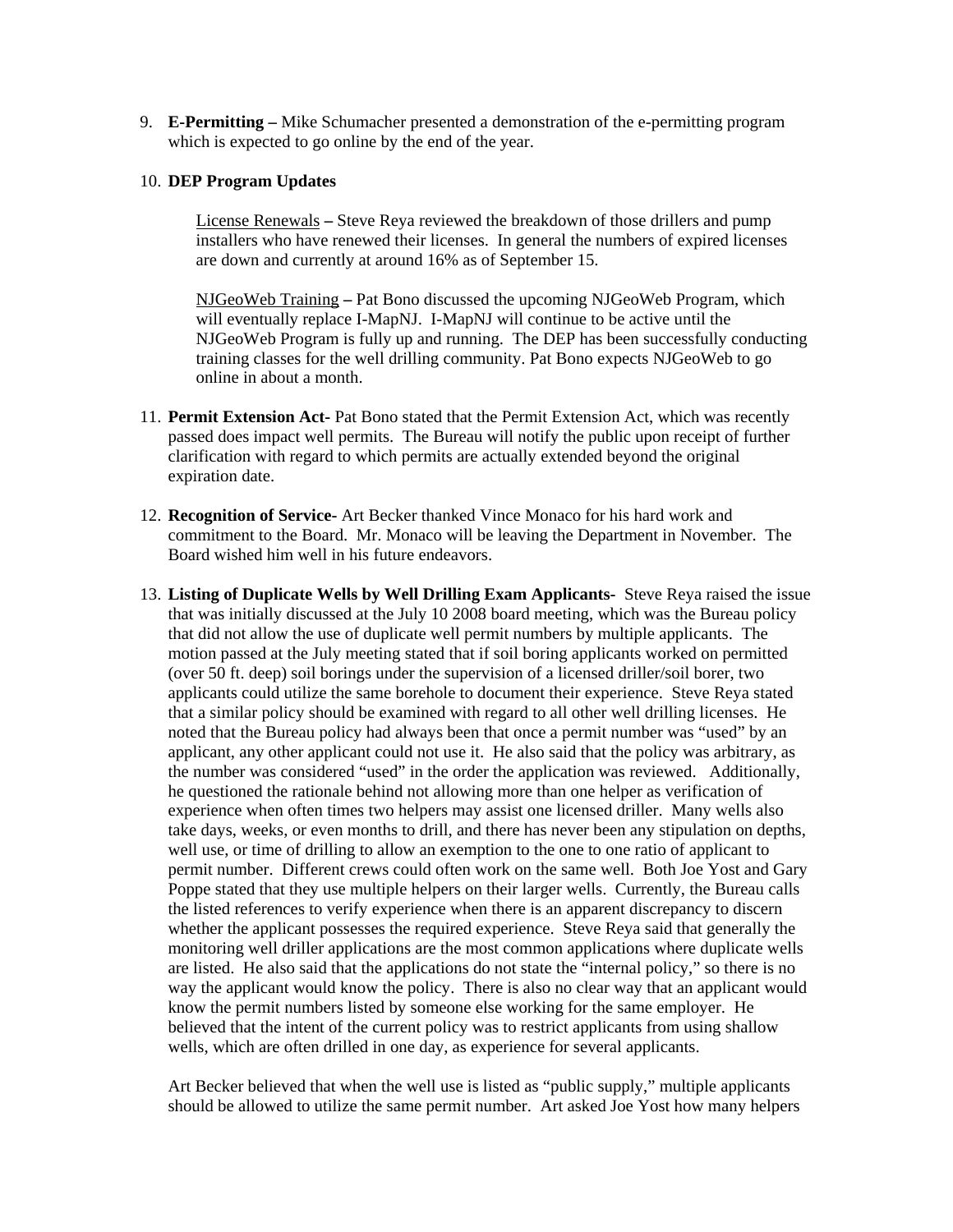9. **E-Permitting –** Mike Schumacher presented a demonstration of the e-permitting program which is expected to go online by the end of the year.

10. **DEP Program Updates**

    License Renewals **–** Steve Reya reviewed the breakdown of those drillers and pump installers who have renewed their licenses. In general the numbers of expired licenses are down and currently at around 16% as of September 15.

    NJGeoWeb Training **–** Pat Bono discussed the upcoming NJGeoWeb Program, which will eventually replace I-MapNJ. I-MapNJ will continue to be active until the NJGeoWeb Program is fully up and running. The DEP has been successfully conducting training classes for the well drilling community. Pat Bono expects NJGeoWeb to go online in about a month.

11. **Permit Extension Act-** Pat Bono stated that the Permit Extension Act, which was recently passed does impact well permits. The Bureau will notify the public upon receipt of further clarification with regard to which permits are actually extended beyond the original expiration date.

12. **Recognition of Service-** Art Becker thanked Vince Monaco for his hard work and commitment to the Board. Mr. Monaco will be leaving the Department in November. The Board wished him well in his future endeavors.

13. **Listing of Duplicate Wells by Well Drilling Exam Applicants-** Steve Reya raised the issue that was initially discussed at the July 10 2008 board meeting, which was the Bureau policy that did not allow the use of duplicate well permit numbers by multiple applicants. The motion passed at the July meeting stated that if soil boring applicants worked on permitted (over 50 ft. deep) soil borings under the supervision of a licensed driller/soil borer, two applicants could utilize the same borehole to document their experience. Steve Reya stated that a similar policy should be examined with regard to all other well drilling licenses. He noted that the Bureau policy had always been that once a permit number was "used" by an applicant, any other applicant could not use it. He also said that the policy was arbitrary, as the number was considered "used" in the order the application was reviewed. Additionally, he questioned the rationale behind not allowing more than one helper as verification of experience when often times two helpers may assist one licensed driller. Many wells also take days, weeks, or even months to drill, and there has never been any stipulation on depths, well use, or time of drilling to allow an exemption to the one to one ratio of applicant to permit number. Different crews could often work on the same well. Both Joe Yost and Gary Poppe stated that they use multiple helpers on their larger wells. Currently, the Bureau calls the listed references to verify experience when there is an apparent discrepancy to discern whether the applicant possesses the required experience. Steve Reya said that generally the monitoring well driller applications are the most common applications where duplicate wells are listed. He also said that the applications do not state the "internal policy," so there is no way the applicant would know the policy. There is also no clear way that an applicant would know the permit numbers listed by someone else working for the same employer. He believed that the intent of the current policy was to restrict applicants from using shallow wells, which are often drilled in one day, as experience for several applicants.

    Art Becker believed that when the well use is listed as "public supply," multiple applicants should be allowed to utilize the same permit number. Art asked Joe Yost how many helpers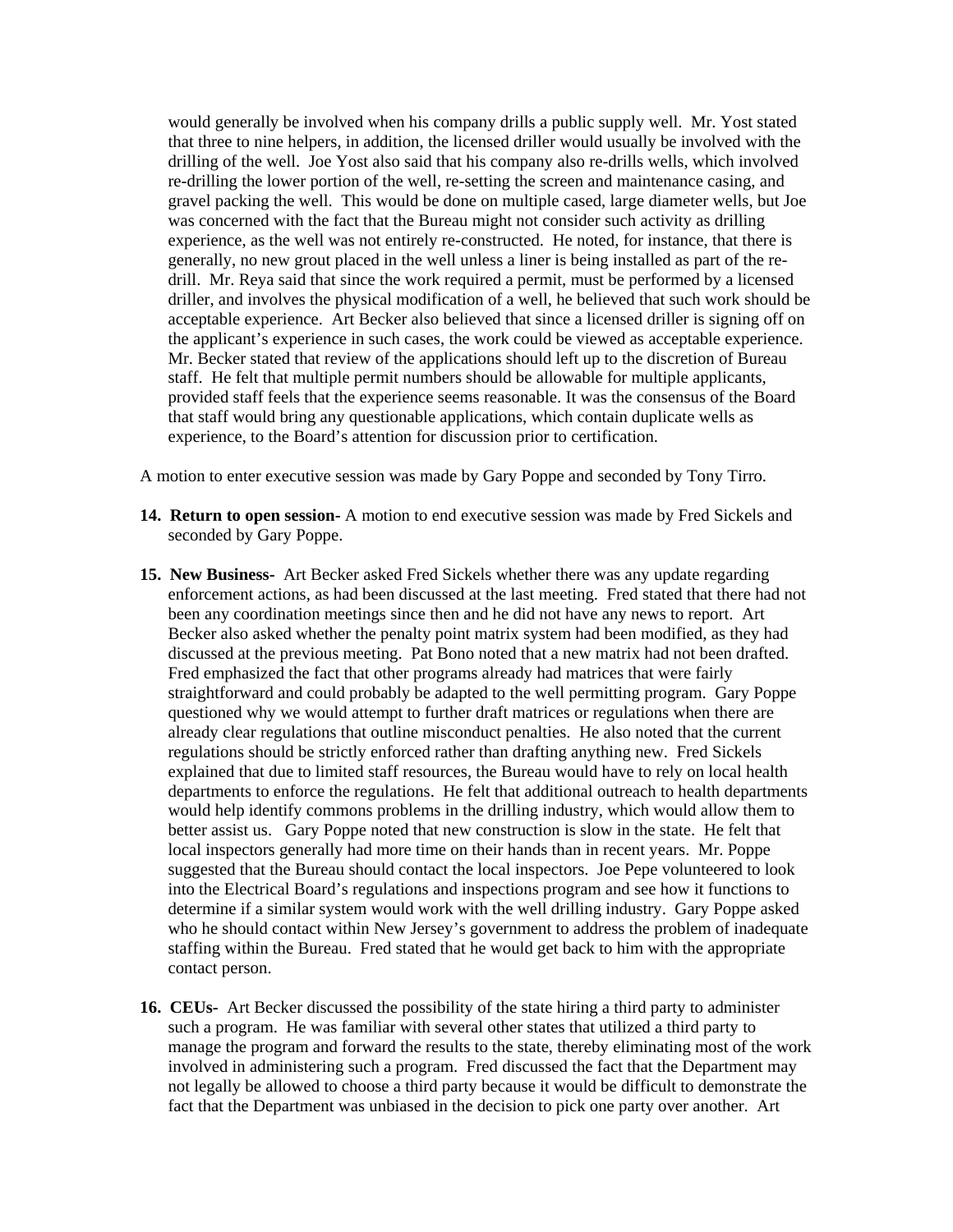would generally be involved when his company drills a public supply well. Mr. Yost stated that three to nine helpers, in addition, the licensed driller would usually be involved with the drilling of the well. Joe Yost also said that his company also re-drills wells, which involved re-drilling the lower portion of the well, re-setting the screen and maintenance casing, and gravel packing the well. This would be done on multiple cased, large diameter wells, but Joe was concerned with the fact that the Bureau might not consider such activity as drilling experience, as the well was not entirely re-constructed. He noted, for instance, that there is generally, no new grout placed in the well unless a liner is being installed as part of the re-drill. Mr. Reya said that since the work required a permit, must be performed by a licensed driller, and involves the physical modification of a well, he believed that such work should be acceptable experience. Art Becker also believed that since a licensed driller is signing off on the applicant's experience in such cases, the work could be viewed as acceptable experience. Mr. Becker stated that review of the applications should left up to the discretion of Bureau staff. He felt that multiple permit numbers should be allowable for multiple applicants, provided staff feels that the experience seems reasonable. It was the consensus of the Board that staff would bring any questionable applications, which contain duplicate wells as experience, to the Board's attention for discussion prior to certification.

A motion to enter executive session was made by Gary Poppe and seconded by Tony Tirro.

14. **Return to open session-** A motion to end executive session was made by Fred Sickels and seconded by Gary Poppe.

15. **New Business-** Art Becker asked Fred Sickels whether there was any update regarding enforcement actions, as had been discussed at the last meeting. Fred stated that there had not been any coordination meetings since then and he did not have any news to report. Art Becker also asked whether the penalty point matrix system had been modified, as they had discussed at the previous meeting. Pat Bono noted that a new matrix had not been drafted. Fred emphasized the fact that other programs already had matrices that were fairly straightforward and could probably be adapted to the well permitting program. Gary Poppe questioned why we would attempt to further draft matrices or regulations when there are already clear regulations that outline misconduct penalties. He also noted that the current regulations should be strictly enforced rather than drafting anything new. Fred Sickels explained that due to limited staff resources, the Bureau would have to rely on local health departments to enforce the regulations. He felt that additional outreach to health departments would help identify commons problems in the drilling industry, which would allow them to better assist us. Gary Poppe noted that new construction is slow in the state. He felt that local inspectors generally had more time on their hands than in recent years. Mr. Poppe suggested that the Bureau should contact the local inspectors. Joe Pepe volunteered to look into the Electrical Board's regulations and inspections program and see how it functions to determine if a similar system would work with the well drilling industry. Gary Poppe asked who he should contact within New Jersey's government to address the problem of inadequate staffing within the Bureau. Fred stated that he would get back to him with the appropriate contact person.

16. **CEUs-** Art Becker discussed the possibility of the state hiring a third party to administer such a program. He was familiar with several other states that utilized a third party to manage the program and forward the results to the state, thereby eliminating most of the work involved in administering such a program. Fred discussed the fact that the Department may not legally be allowed to choose a third party because it would be difficult to demonstrate the fact that the Department was unbiased in the decision to pick one party over another. Art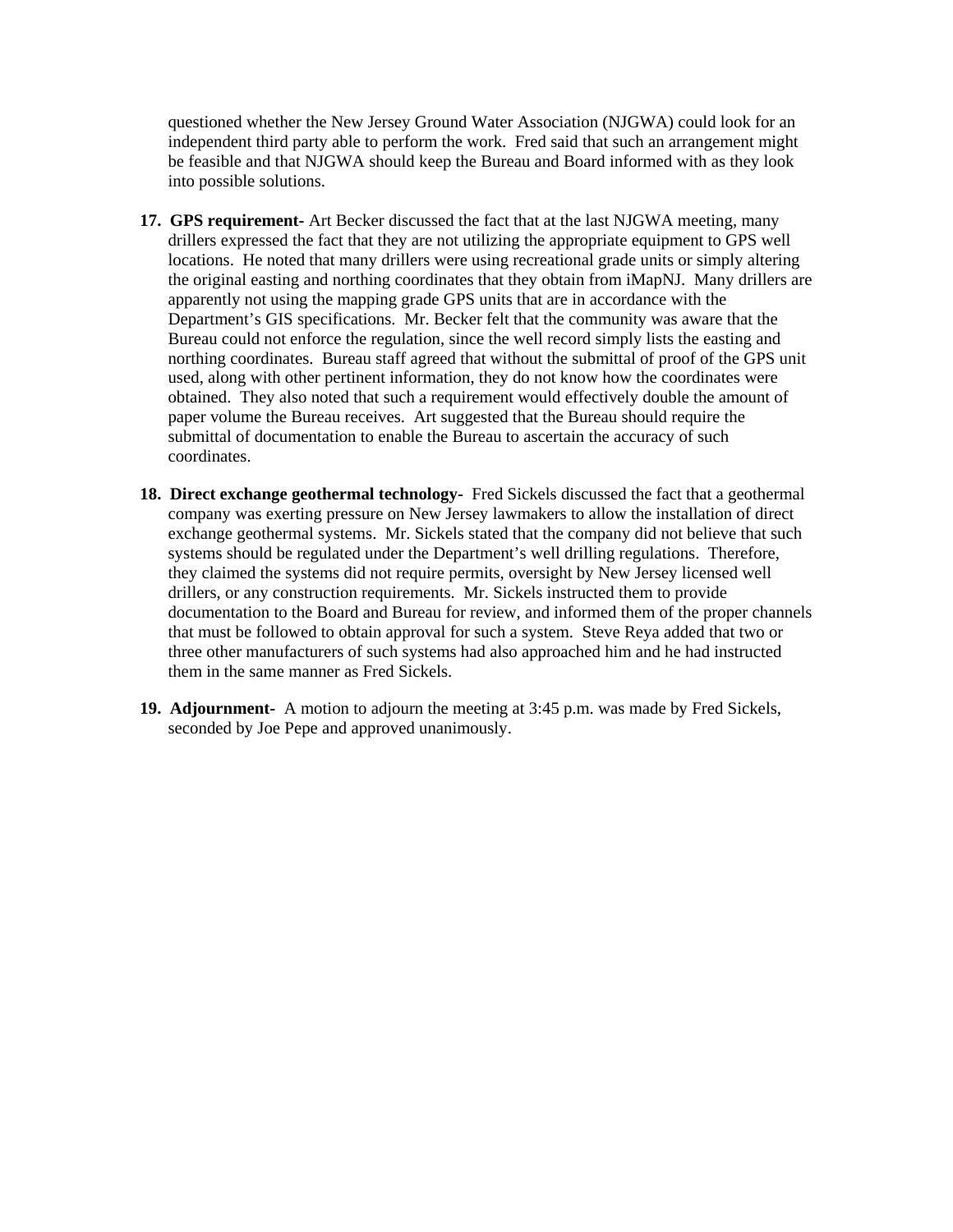questioned whether the New Jersey Ground Water Association (NJGWA) could look for an independent third party able to perform the work. Fred said that such an arrangement might be feasible and that NJGWA should keep the Bureau and Board informed with as they look into possible solutions.

17. **GPS requirement-** Art Becker discussed the fact that at the last NJGWA meeting, many drillers expressed the fact that they are not utilizing the appropriate equipment to GPS well locations. He noted that many drillers were using recreational grade units or simply altering the original easting and northing coordinates that they obtain from iMapNJ. Many drillers are apparently not using the mapping grade GPS units that are in accordance with the Department's GIS specifications. Mr. Becker felt that the community was aware that the Bureau could not enforce the regulation, since the well record simply lists the easting and northing coordinates. Bureau staff agreed that without the submittal of proof of the GPS unit used, along with other pertinent information, they do not know how the coordinates were obtained. They also noted that such a requirement would effectively double the amount of paper volume the Bureau receives. Art suggested that the Bureau should require the submittal of documentation to enable the Bureau to ascertain the accuracy of such coordinates.

18. **Direct exchange geothermal technology-** Fred Sickels discussed the fact that a geothermal company was exerting pressure on New Jersey lawmakers to allow the installation of direct exchange geothermal systems. Mr. Sickels stated that the company did not believe that such systems should be regulated under the Department's well drilling regulations. Therefore, they claimed the systems did not require permits, oversight by New Jersey licensed well drillers, or any construction requirements. Mr. Sickels instructed them to provide documentation to the Board and Bureau for review, and informed them of the proper channels that must be followed to obtain approval for such a system. Steve Reya added that two or three other manufacturers of such systems had also approached him and he had instructed them in the same manner as Fred Sickels.

19. **Adjournment-** A motion to adjourn the meeting at 3:45 p.m. was made by Fred Sickels, seconded by Joe Pepe and approved unanimously.